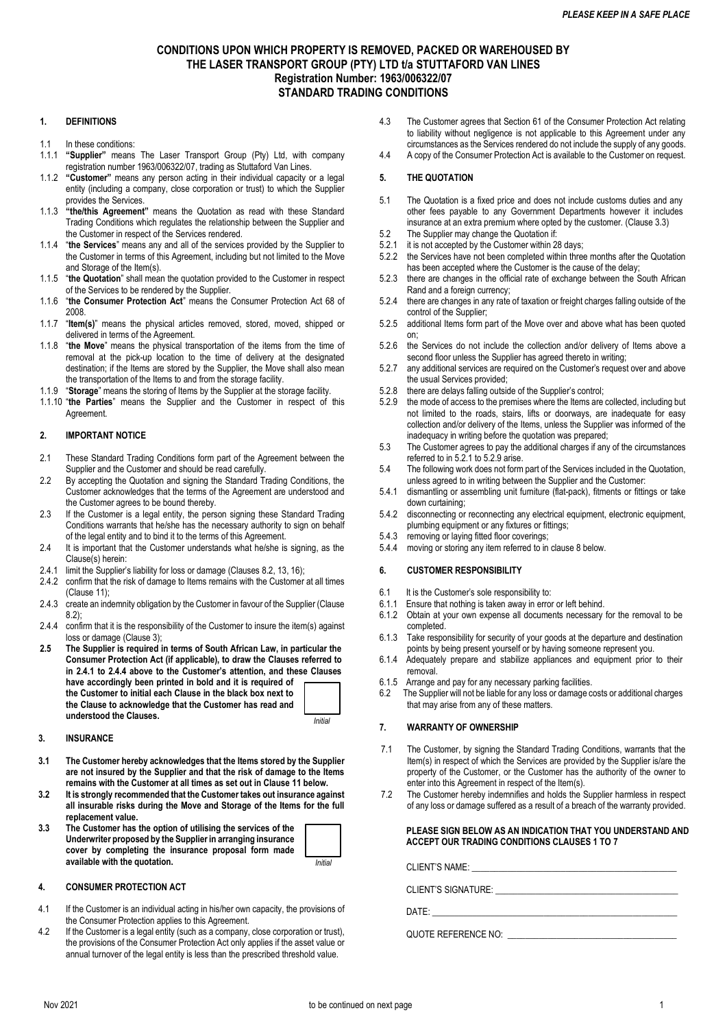*PLEASE KEEP IN A SAFE PLACE*

# CONDITIONS UPON WHICH PROPERTY IS REMOVED, PACKED OR WAREHOUSED BY THE LASER TRANSPORT GROUP (PTY) LTD t/a STUTTAFORD VAN LINES
## Registration Number: 1963/006322/07
## STANDARD TRADING CONDITIONS

### 1. DEFINITIONS

1.1 In these conditions:

1.1.1 **"Supplier"** means The Laser Transport Group (Pty) Ltd, with company registration number 1963/006322/07, trading as Stuttaford Van Lines.

1.1.2 **"Customer"** means any person acting in their individual capacity or a legal entity (including a company, close corporation or trust) to which the Supplier provides the Services.

1.1.3 **"the/this Agreement"** means the Quotation as read with these Standard Trading Conditions which regulates the relationship between the Supplier and the Customer in respect of the Services rendered.

1.1.4 "**the Services**" means any and all of the services provided by the Supplier to the Customer in terms of this Agreement, including but not limited to the Move and Storage of the Item(s).

1.1.5 "**the Quotation**" shall mean the quotation provided to the Customer in respect of the Services to be rendered by the Supplier.

1.1.6 "**the Consumer Protection Act**" means the Consumer Protection Act 68 of 2008.

1.1.7 "**Item(s)**" means the physical articles removed, stored, moved, shipped or delivered in terms of the Agreement.

1.1.8 "**the Move**" means the physical transportation of the items from the time of removal at the pick-up location to the time of delivery at the designated destination; if the Items are stored by the Supplier, the Move shall also mean the transportation of the Items to and from the storage facility.

1.1.9 "**Storage**" means the storing of Items by the Supplier at the storage facility.

1.1.10 "**the Parties**" means the Supplier and the Customer in respect of this Agreement.

### 2. IMPORTANT NOTICE

2.1 These Standard Trading Conditions form part of the Agreement between the Supplier and the Customer and should be read carefully.

2.2 By accepting the Quotation and signing the Standard Trading Conditions, the Customer acknowledges that the terms of the Agreement are understood and the Customer agrees to be bound thereby.

2.3 If the Customer is a legal entity, the person signing these Standard Trading Conditions warrants that he/she has the necessary authority to sign on behalf of the legal entity and to bind it to the terms of this Agreement.

2.4 It is important that the Customer understands what he/she is signing, as the Clause(s) herein:

2.4.1 limit the Supplier's liability for loss or damage (Clauses 8.2, 13, 16);

2.4.2 confirm that the risk of damage to Items remains with the Customer at all times (Clause 11);

2.4.3 create an indemnity obligation by the Customer in favour of the Supplier (Clause 8.2);

2.4.4 confirm that it is the responsibility of the Customer to insure the item(s) against loss or damage (Clause 3);

**2.5 The Supplier is required in terms of South African Law, in particular the Consumer Protection Act (if applicable), to draw the Clauses referred to in 2.4.1 to 2.4.4 above to the Customer's attention, and these Clauses have accordingly been printed in bold and it is required of the Customer to initial each Clause in the black box next to the Clause to acknowledge that the Customer has read and understood the Clauses.**

*Initial*

### 3. INSURANCE

**3.1 The Customer hereby acknowledges that the Items stored by the Supplier are not insured by the Supplier and that the risk of damage to the Items remains with the Customer at all times as set out in Clause 11 below.**

**3.2 It is strongly recommended that the Customer takes out insurance against all insurable risks during the Move and Storage of the Items for the full replacement value.**

**3.3 The Customer has the option of utilising the services of the Underwriter proposed by the Supplier in arranging insurance cover by completing the insurance proposal form made available with the quotation.**

*Initial*

### 4. CONSUMER PROTECTION ACT

4.1 If the Customer is an individual acting in his/her own capacity, the provisions of the Consumer Protection applies to this Agreement.

4.2 If the Customer is a legal entity (such as a company, close corporation or trust), the provisions of the Consumer Protection Act only applies if the asset value or annual turnover of the legal entity is less than the prescribed threshold value.

4.3 The Customer agrees that Section 61 of the Consumer Protection Act relating to liability without negligence is not applicable to this Agreement under any circumstances as the Services rendered do not include the supply of any goods.

4.4 A copy of the Consumer Protection Act is available to the Customer on request.

### 5. THE QUOTATION

5.1 The Quotation is a fixed price and does not include customs duties and any other fees payable to any Government Departments however it includes insurance at an extra premium where opted by the customer. (Clause 3.3)

5.2 The Supplier may change the Quotation if:

5.2.1 it is not accepted by the Customer within 28 days;

5.2.2 the Services have not been completed within three months after the Quotation has been accepted where the Customer is the cause of the delay;

5.2.3 there are changes in the official rate of exchange between the South African Rand and a foreign currency;

5.2.4 there are changes in any rate of taxation or freight charges falling outside of the control of the Supplier;

5.2.5 additional Items form part of the Move over and above what has been quoted on;

5.2.6 the Services do not include the collection and/or delivery of Items above a second floor unless the Supplier has agreed thereto in writing;

5.2.7 any additional services are required on the Customer's request over and above the usual Services provided;

5.2.8 there are delays falling outside of the Supplier's control;

5.2.9 the mode of access to the premises where the Items are collected, including but not limited to the roads, stairs, lifts or doorways, are inadequate for easy collection and/or delivery of the Items, unless the Supplier was informed of the inadequacy in writing before the quotation was prepared;

5.3 The Customer agrees to pay the additional charges if any of the circumstances referred to in 5.2.1 to 5.2.9 arise.

5.4 The following work does not form part of the Services included in the Quotation, unless agreed to in writing between the Supplier and the Customer:

5.4.1 dismantling or assembling unit furniture (flat-pack), fitments or fittings or take down curtaining;

5.4.2 disconnecting or reconnecting any electrical equipment, electronic equipment, plumbing equipment or any fixtures or fittings;

5.4.3 removing or laying fitted floor coverings;

5.4.4 moving or storing any item referred to in clause 8 below.

### 6. CUSTOMER RESPONSIBILITY

6.1 It is the Customer's sole responsibility to:

6.1.1 Ensure that nothing is taken away in error or left behind.

6.1.2 Obtain at your own expense all documents necessary for the removal to be completed.

6.1.3 Take responsibility for security of your goods at the departure and destination points by being present yourself or by having someone represent you.

6.1.4 Adequately prepare and stabilize appliances and equipment prior to their removal.

6.1.5 Arrange and pay for any necessary parking facilities.

6.2 The Supplier will not be liable for any loss or damage costs or additional charges that may arise from any of these matters.

### 7. WARRANTY OF OWNERSHIP

7.1 The Customer, by signing the Standard Trading Conditions, warrants that the Item(s) in respect of which the Services are provided by the Supplier is/are the property of the Customer, or the Customer has the authority of the owner to enter into this Agreement in respect of the Item(s).

7.2 The Customer hereby indemnifies and holds the Supplier harmless in respect of any loss or damage suffered as a result of a breach of the warranty provided.

**PLEASE SIGN BELOW AS AN INDICATION THAT YOU UNDERSTAND AND ACCEPT OUR TRADING CONDITIONS CLAUSES 1 TO 7**

CLIENT'S NAME: \_\_\_\_\_\_\_\_\_\_\_\_\_\_\_\_\_\_\_\_\_\_\_\_\_\_\_\_\_\_\_\_\_\_\_\_

CLIENT'S SIGNATURE: \_\_\_\_\_\_\_\_\_\_\_\_\_\_\_\_\_\_\_\_\_\_\_\_\_\_\_\_\_\_\_\_\_\_\_\_

DATE: \_\_\_\_\_\_\_\_\_\_\_\_\_\_\_\_\_\_\_\_\_\_\_\_\_\_\_\_\_\_\_\_\_\_\_\_

QUOTE REFERENCE NO: \_\_\_\_\_\_\_\_\_\_\_\_\_\_\_\_\_\_\_\_\_\_\_\_\_\_\_\_\_\_\_\_\_\_\_\_

Nov 2021 — to be continued on next page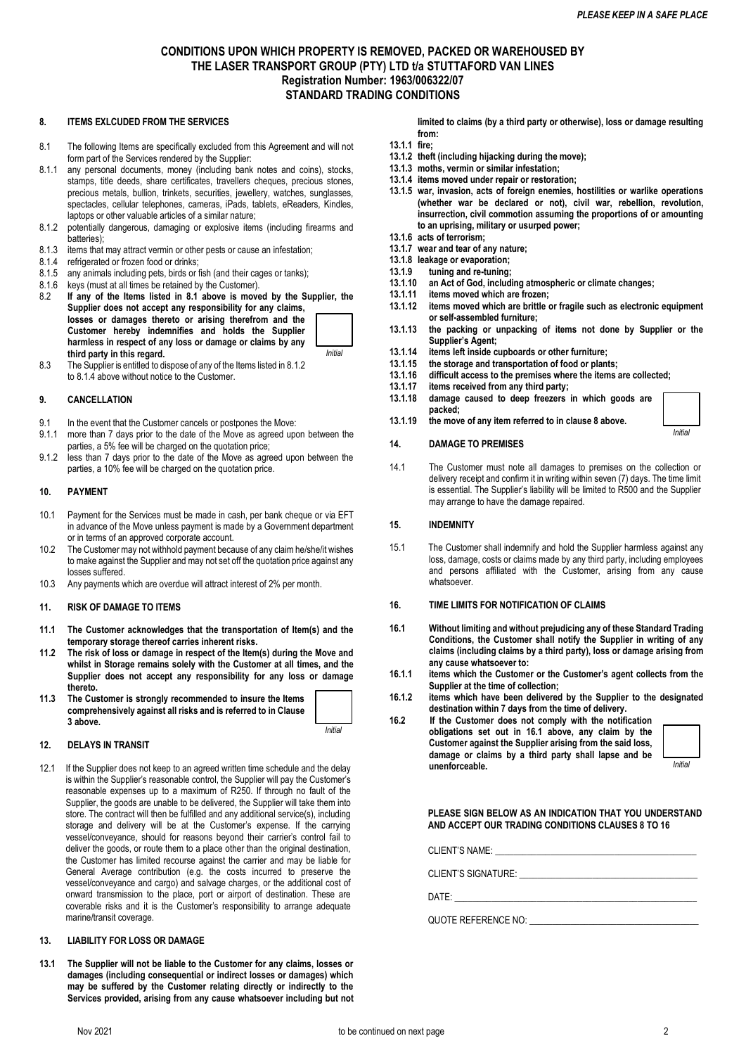# CONDITIONS UPON WHICH PROPERTY IS REMOVED, PACKED OR WAREHOUSED BY THE LASER TRANSPORT GROUP (PTY) LTD t/a STUTTAFORD VAN LINES

**Registration Number: 1963/006322/07**

**STANDARD TRADING CONDITIONS**

## 8. ITEMS EXLCUDED FROM THE SERVICES

8.1 The following Items are specifically excluded from this Agreement and will not form part of the Services rendered by the Supplier:

8.1.1 any personal documents, money (including bank notes and coins), stocks, stamps, title deeds, share certificates, travellers cheques, precious stones, precious metals, bullion, trinkets, securities, jewellery, watches, sunglasses, spectacles, cellular telephones, cameras, iPads, tablets, eReaders, Kindles, laptops or other valuable articles of a similar nature;

8.1.2 potentially dangerous, damaging or explosive items (including firearms and batteries);

8.1.3 items that may attract vermin or other pests or cause an infestation;

8.1.4 refrigerated or frozen food or drinks;

8.1.5 any animals including pets, birds or fish (and their cages or tanks);

8.1.6 keys (must at all times be retained by the Customer).

**8.2 If any of the Items listed in 8.1 above is moved by the Supplier, the Supplier does not accept any responsibility for any claims, losses or damages thereto or arising therefrom and the Customer hereby indemnifies and holds the Supplier harmless in respect of any loss or damage or claims by any third party in this regard.**

*Initial*

8.3 The Supplier is entitled to dispose of any of the Items listed in 8.1.2 to 8.1.4 above without notice to the Customer.

## 9. CANCELLATION

9.1 In the event that the Customer cancels or postpones the Move:

9.1.1 more than 7 days prior to the date of the Move as agreed upon between the parties, a 5% fee will be charged on the quotation price;

9.1.2 less than 7 days prior to the date of the Move as agreed upon between the parties, a 10% fee will be charged on the quotation price.

## 10. PAYMENT

10.1 Payment for the Services must be made in cash, per bank cheque or via EFT in advance of the Move unless payment is made by a Government department or in terms of an approved corporate account.

10.2 The Customer may not withhold payment because of any claim he/she/it wishes to make against the Supplier and may not set off the quotation price against any losses suffered.

10.3 Any payments which are overdue will attract interest of 2% per month.

## 11. RISK OF DAMAGE TO ITEMS

**11.1 The Customer acknowledges that the transportation of Item(s) and the temporary storage thereof carries inherent risks.**

**11.2 The risk of loss or damage in respect of the Item(s) during the Move and whilst in Storage remains solely with the Customer at all times, and the Supplier does not accept any responsibility for any loss or damage thereto.**

**11.3 The Customer is strongly recommended to insure the Items comprehensively against all risks and is referred to in Clause 3 above.**

*Initial*

## 12. DELAYS IN TRANSIT

12.1 If the Supplier does not keep to an agreed written time schedule and the delay is within the Supplier's reasonable control, the Supplier will pay the Customer's reasonable expenses up to a maximum of R250. If through no fault of the Supplier, the goods are unable to be delivered, the Supplier will take them into store. The contract will then be fulfilled and any additional service(s), including storage and delivery will be at the Customer's expense. If the carrying vessel/conveyance, should for reasons beyond their carrier's control fail to deliver the goods, or route them to a place other than the original destination, the Customer has limited recourse against the carrier and may be liable for General Average contribution (e.g. the costs incurred to preserve the vessel/conveyance and cargo) and salvage charges, or the additional cost of onward transmission to the place, port or airport of destination. These are coverable risks and it is the Customer's responsibility to arrange adequate marine/transit coverage.

## 13. LIABILITY FOR LOSS OR DAMAGE

**13.1 The Supplier will not be liable to the Customer for any claims, losses or damages (including consequential or indirect losses or damages) which may be suffered by the Customer relating directly or indirectly to the Services provided, arising from any cause whatsoever including but not limited to claims (by a third party or otherwise), loss or damage resulting from:**

**13.1.1 fire;**

**13.1.2 theft (including hijacking during the move);**

**13.1.3 moths, vermin or similar infestation;**

**13.1.4 items moved under repair or restoration;**

**13.1.5 war, invasion, acts of foreign enemies, hostilities or warlike operations (whether war be declared or not), civil war, rebellion, revolution, insurrection, civil commotion assuming the proportions of or amounting to an uprising, military or usurped power;**

**13.1.6 acts of terrorism;**

**13.1.7 wear and tear of any nature;**

**13.1.8 leakage or evaporation;**

**13.1.9 tuning and re-tuning;**

**13.1.10 an Act of God, including atmospheric or climate changes;**

**13.1.11 items moved which are frozen;**

**13.1.12 items moved which are brittle or fragile such as electronic equipment or self-assembled furniture;**

**13.1.13 the packing or unpacking of items not done by Supplier or the Supplier's Agent;**

**13.1.14 items left inside cupboards or other furniture;**

**13.1.15 the storage and transportation of food or plants;**

**13.1.16 difficult access to the premises where the items are collected;**

**13.1.17 items received from any third party;**

**13.1.18 damage caused to deep freezers in which goods are packed;**

**13.1.19 the move of any item referred to in clause 8 above.**

*Initial*

## 14. DAMAGE TO PREMISES

14.1 The Customer must note all damages to premises on the collection or delivery receipt and confirm it in writing within seven (7) days. The time limit is essential. The Supplier's liability will be limited to R500 and the Supplier may arrange to have the damage repaired.

## 15. INDEMNITY

15.1 The Customer shall indemnify and hold the Supplier harmless against any loss, damage, costs or claims made by any third party, including employees and persons affiliated with the Customer, arising from any cause whatsoever.

## 16. TIME LIMITS FOR NOTIFICATION OF CLAIMS

**16.1 Without limiting and without prejudicing any of these Standard Trading Conditions, the Customer shall notify the Supplier in writing of any claims (including claims by a third party), loss or damage arising from any cause whatsoever to:**

**16.1.1 items which the Customer or the Customer's agent collects from the Supplier at the time of collection;**

**16.1.2 items which have been delivered by the Supplier to the designated destination within 7 days from the time of delivery.**

**16.2 If the Customer does not comply with the notification obligations set out in 16.1 above, any claim by the Customer against the Supplier arising from the said loss, damage or claims by a third party shall lapse and be unenforceable.**

*Initial*

**PLEASE SIGN BELOW AS AN INDICATION THAT YOU UNDERSTAND AND ACCEPT OUR TRADING CONDITIONS CLAUSES 8 TO 16**

CLIENT'S NAME: ____________________________________________

CLIENT'S SIGNATURE: ____________________________________________

DATE: ____________________________________________

QUOTE REFERENCE NO: ____________________________________________

Nov 2021

to be continued on next page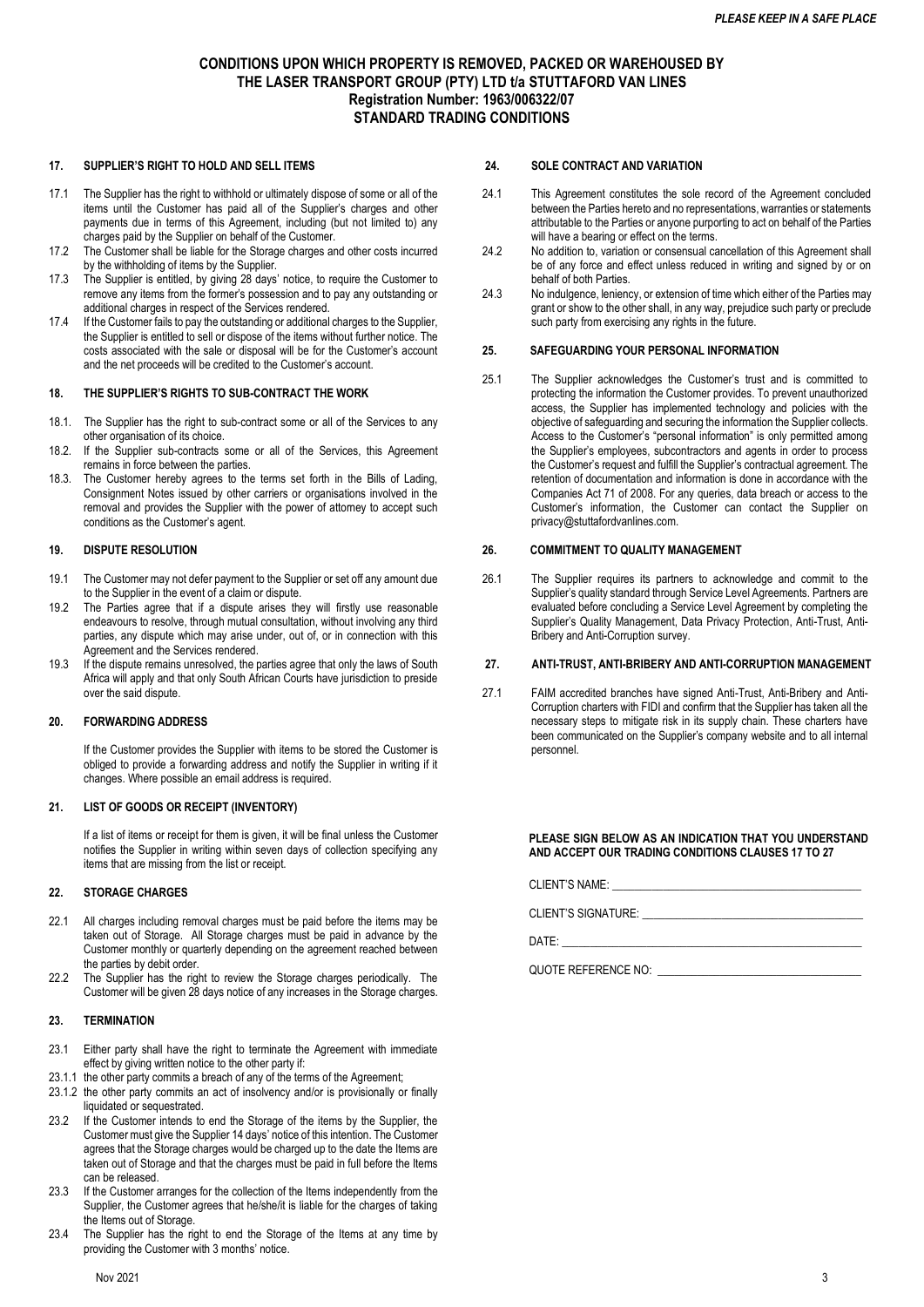*PLEASE KEEP IN A SAFE PLACE*

## CONDITIONS UPON WHICH PROPERTY IS REMOVED, PACKED OR WAREHOUSED BY THE LASER TRANSPORT GROUP (PTY) LTD t/a STUTTAFORD VAN LINES Registration Number: 1963/006322/07 STANDARD TRADING CONDITIONS

### 17. SUPPLIER'S RIGHT TO HOLD AND SELL ITEMS

17.1 The Supplier has the right to withhold or ultimately dispose of some or all of the items until the Customer has paid all of the Supplier's charges and other payments due in terms of this Agreement, including (but not limited to) any charges paid by the Supplier on behalf of the Customer.

17.2 The Customer shall be liable for the Storage charges and other costs incurred by the withholding of items by the Supplier.

17.3 The Supplier is entitled, by giving 28 days' notice, to require the Customer to remove any items from the former's possession and to pay any outstanding or additional charges in respect of the Services rendered.

17.4 If the Customer fails to pay the outstanding or additional charges to the Supplier, the Supplier is entitled to sell or dispose of the items without further notice. The costs associated with the sale or disposal will be for the Customer's account and the net proceeds will be credited to the Customer's account.

### 18. THE SUPPLIER'S RIGHTS TO SUB-CONTRACT THE WORK

18.1. The Supplier has the right to sub-contract some or all of the Services to any other organisation of its choice.

18.2. If the Supplier sub-contracts some or all of the Services, this Agreement remains in force between the parties.

18.3. The Customer hereby agrees to the terms set forth in the Bills of Lading, Consignment Notes issued by other carriers or organisations involved in the removal and provides the Supplier with the power of attorney to accept such conditions as the Customer's agent.

### 19. DISPUTE RESOLUTION

19.1 The Customer may not defer payment to the Supplier or set off any amount due to the Supplier in the event of a claim or dispute.

19.2 The Parties agree that if a dispute arises they will firstly use reasonable endeavours to resolve, through mutual consultation, without involving any third parties, any dispute which may arise under, out of, or in connection with this Agreement and the Services rendered.

19.3 If the dispute remains unresolved, the parties agree that only the laws of South Africa will apply and that only South African Courts have jurisdiction to preside over the said dispute.

### 20. FORWARDING ADDRESS

If the Customer provides the Supplier with items to be stored the Customer is obliged to provide a forwarding address and notify the Supplier in writing if it changes. Where possible an email address is required.

### 21. LIST OF GOODS OR RECEIPT (INVENTORY)

If a list of items or receipt for them is given, it will be final unless the Customer notifies the Supplier in writing within seven days of collection specifying any items that are missing from the list or receipt.

### 22. STORAGE CHARGES

22.1 All charges including removal charges must be paid before the items may be taken out of Storage. All Storage charges must be paid in advance by the Customer monthly or quarterly depending on the agreement reached between the parties by debit order.

22.2 The Supplier has the right to review the Storage charges periodically. The Customer will be given 28 days notice of any increases in the Storage charges.

### 23. TERMINATION

23.1 Either party shall have the right to terminate the Agreement with immediate effect by giving written notice to the other party if:

23.1.1 the other party commits a breach of any of the terms of the Agreement;

23.1.2 the other party commits an act of insolvency and/or is provisionally or finally liquidated or sequestrated.

23.2 If the Customer intends to end the Storage of the items by the Supplier, the Customer must give the Supplier 14 days' notice of this intention. The Customer agrees that the Storage charges would be charged up to the date the Items are taken out of Storage and that the charges must be paid in full before the Items can be released.

23.3 If the Customer arranges for the collection of the Items independently from the Supplier, the Customer agrees that he/she/it is liable for the charges of taking the Items out of Storage.

23.4 The Supplier has the right to end the Storage of the Items at any time by providing the Customer with 3 months' notice.

### 24. SOLE CONTRACT AND VARIATION

24.1 This Agreement constitutes the sole record of the Agreement concluded between the Parties hereto and no representations, warranties or statements attributable to the Parties or anyone purporting to act on behalf of the Parties will have a bearing or effect on the terms.

24.2 No addition to, variation or consensual cancellation of this Agreement shall be of any force and effect unless reduced in writing and signed by or on behalf of both Parties.

24.3 No indulgence, leniency, or extension of time which either of the Parties may grant or show to the other shall, in any way, prejudice such party or preclude such party from exercising any rights in the future.

### 25. SAFEGUARDING YOUR PERSONAL INFORMATION

25.1 The Supplier acknowledges the Customer's trust and is committed to protecting the information the Customer provides. To prevent unauthorized access, the Supplier has implemented technology and policies with the objective of safeguarding and securing the information the Supplier collects. Access to the Customer's "personal information" is only permitted among the Supplier's employees, subcontractors and agents in order to process the Customer's request and fulfill the Supplier's contractual agreement. The retention of documentation and information is done in accordance with the Companies Act 71 of 2008. For any queries, data breach or access to the Customer's information, the Customer can contact the Supplier on privacy@stuttafordvanlines.com.

### 26. COMMITMENT TO QUALITY MANAGEMENT

26.1 The Supplier requires its partners to acknowledge and commit to the Supplier's quality standard through Service Level Agreements. Partners are evaluated before concluding a Service Level Agreement by completing the Supplier's Quality Management, Data Privacy Protection, Anti-Trust, Anti-Bribery and Anti-Corruption survey.

### 27. ANTI-TRUST, ANTI-BRIBERY AND ANTI-CORRUPTION MANAGEMENT

27.1 FAIM accredited branches have signed Anti-Trust, Anti-Bribery and Anti-Corruption charters with FIDI and confirm that the Supplier has taken all the necessary steps to mitigate risk in its supply chain. These charters have been communicated on the Supplier's company website and to all internal personnel.

**PLEASE SIGN BELOW AS AN INDICATION THAT YOU UNDERSTAND AND ACCEPT OUR TRADING CONDITIONS CLAUSES 17 TO 27**

CLIENT'S NAME: ____________________________________________

CLIENT'S SIGNATURE: ______________________________________

DATE: ______________________________________________________

QUOTE REFERENCE NO: ____________________________________

Nov 2021